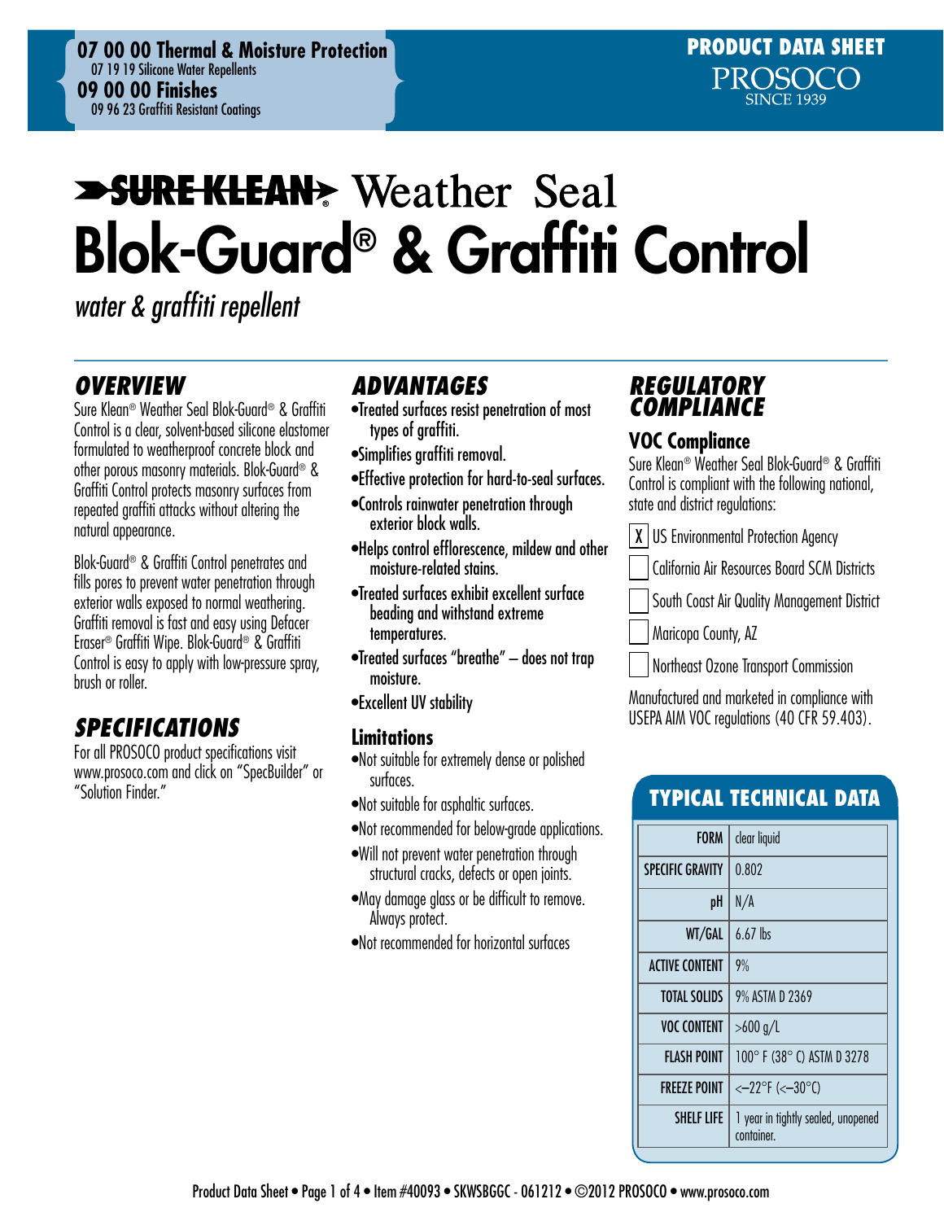**07 00 00 Thermal & Moisture Protection**
07 19 19 Silicone Water Repellents
**09 00 00 Finishes**
09 96 23 Graffiti Resistant Coatings

**PRODUCT DATA SHEET**
PROSOCO
SINCE 1939

# SURE KLEAN® Weather Seal Blok-Guard® & Graffiti Control

*water & graffiti repellent*

## OVERVIEW

Sure Klean® Weather Seal Blok-Guard® & Graffiti Control is a clear, solvent-based silicone elastomer formulated to weatherproof concrete block and other porous masonry materials. Blok-Guard® & Graffiti Control protects masonry surfaces from repeated graffiti attacks without altering the natural appearance.

Blok-Guard® & Graffiti Control penetrates and fills pores to prevent water penetration through exterior walls exposed to normal weathering. Graffiti removal is fast and easy using Defacer Eraser® Graffiti Wipe. Blok-Guard® & Graffiti Control is easy to apply with low-pressure spray, brush or roller.

## SPECIFICATIONS

For all PROSOCO product specifications visit www.prosoco.com and click on "SpecBuilder" or "Solution Finder."

## ADVANTAGES

- Treated surfaces resist penetration of most types of graffiti.
- Simplifies graffiti removal.
- Effective protection for hard-to-seal surfaces.
- Controls rainwater penetration through exterior block walls.
- Helps control efflorescence, mildew and other moisture-related stains.
- Treated surfaces exhibit excellent surface beading and withstand extreme temperatures.
- Treated surfaces "breathe" – does not trap moisture.
- Excellent UV stability

### Limitations

- Not suitable for extremely dense or polished surfaces.
- Not suitable for asphaltic surfaces.
- Not recommended for below-grade applications.
- Will not prevent water penetration through structural cracks, defects or open joints.
- May damage glass or be difficult to remove. Always protect.
- Not recommended for horizontal surfaces

## REGULATORY COMPLIANCE

### VOC Compliance

Sure Klean® Weather Seal Blok-Guard® & Graffiti Control is compliant with the following national, state and district regulations:

- [X] US Environmental Protection Agency
- [ ] California Air Resources Board SCM Districts
- [ ] South Coast Air Quality Management District
- [ ] Maricopa County, AZ
- [ ] Northeast Ozone Transport Commission

Manufactured and marketed in compliance with USEPA AIM VOC regulations (40 CFR 59.403).

## TYPICAL TECHNICAL DATA

| | |
|---|---|
| FORM | clear liquid |
| SPECIFIC GRAVITY | 0.802 |
| pH | N/A |
| WT/GAL | 6.67 lbs |
| ACTIVE CONTENT | 9% |
| TOTAL SOLIDS | 9% ASTM D 2369 |
| VOC CONTENT | >600 g/L |
| FLASH POINT | 100° F (38° C) ASTM D 3278 |
| FREEZE POINT | <–22°F (<–30°C) |
| SHELF LIFE | 1 year in tightly sealed, unopened container. |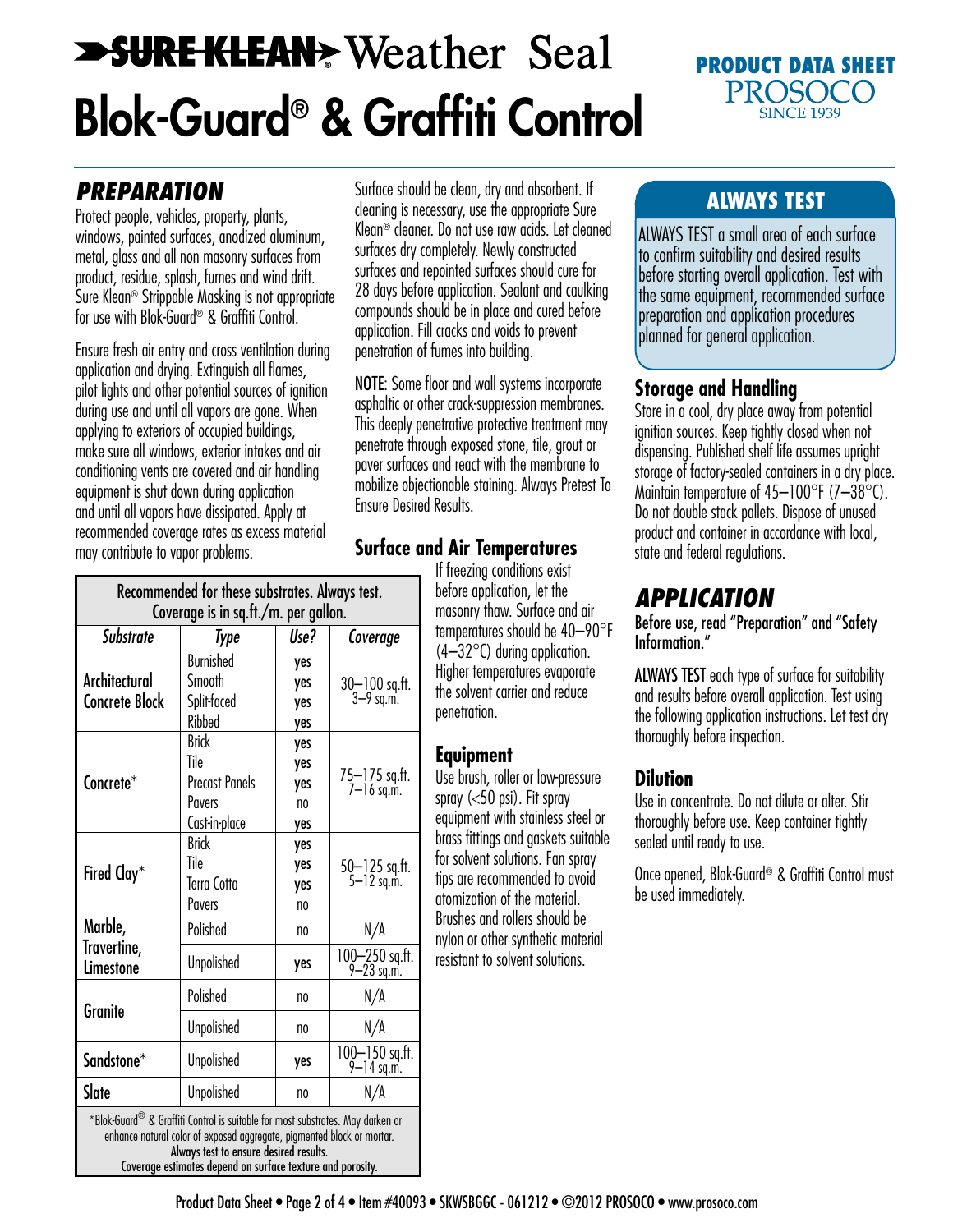# SURE KLEAN® Weather Seal
# Blok-Guard® & Graffiti Control

**PRODUCT DATA SHEET**
PROSOCO
SINCE 1939

## PREPARATION

Protect people, vehicles, property, plants, windows, painted surfaces, anodized aluminum, metal, glass and all non masonry surfaces from product, residue, splash, fumes and wind drift. Sure Klean® Strippable Masking is not appropriate for use with Blok-Guard® & Graffiti Control.

Ensure fresh air entry and cross ventilation during application and drying. Extinguish all flames, pilot lights and other potential sources of ignition during use and until all vapors are gone. When applying to exteriors of occupied buildings, make sure all windows, exterior intakes and air conditioning vents are covered and air handling equipment is shut down during application and until all vapors have dissipated. Apply at recommended coverage rates as excess material may contribute to vapor problems.

Surface should be clean, dry and absorbent. If cleaning is necessary, use the appropriate Sure Klean® cleaner. Do not use raw acids. Let cleaned surfaces dry completely. Newly constructed surfaces and repointed surfaces should cure for 28 days before application. Sealant and caulking compounds should be in place and cured before application. Fill cracks and voids to prevent penetration of fumes into building.

**NOTE**: Some floor and wall systems incorporate asphaltic or other crack-suppression membranes. This deeply penetrative protective treatment may penetrate through exposed stone, tile, grout or paver surfaces and react with the membrane to mobilize objectionable staining. Always Pretest To Ensure Desired Results.

Recommended for these substrates. Always test. Coverage is in sq.ft./m. per gallon.

| Substrate | Type | Use? | Coverage |
|---|---|---|---|
| Architectural Concrete Block | Burnished | yes | 30–100 sq.ft. 3–9 sq.m. |
| | Smooth | yes | |
| | Split-faced | yes | |
| | Ribbed | yes | |
| Concrete* | Brick | yes | 75–175 sq.ft. 7–16 sq.m. |
| | Tile | yes | |
| | Precast Panels | yes | |
| | Pavers | no | |
| | Cast-in-place | yes | |
| Fired Clay* | Brick | yes | 50–125 sq.ft. 5–12 sq.m. |
| | Tile | yes | |
| | Terra Cotta | yes | |
| | Pavers | no | |
| Marble, Travertine, Limestone | Polished | no | N/A |
| | Unpolished | yes | 100–250 sq.ft. 9–23 sq.m. |
| Granite | Polished | no | N/A |
| | Unpolished | no | N/A |
| Sandstone* | Unpolished | yes | 100–150 sq.ft. 9–14 sq.m. |
| Slate | Unpolished | no | N/A |

*Blok-Guard® & Graffiti Control is suitable for most substrates. May darken or enhance natural color of exposed aggregate, pigmented block or mortar. Always test to ensure desired results. Coverage estimates depend on surface texture and porosity.

### Surface and Air Temperatures

If freezing conditions exist before application, let the masonry thaw. Surface and air temperatures should be 40–90°F (4–32°C) during application. Higher temperatures evaporate the solvent carrier and reduce penetration.

### Equipment

Use brush, roller or low-pressure spray (<50 psi). Fit spray equipment with stainless steel or brass fittings and gaskets suitable for solvent solutions. Fan spray tips are recommended to avoid atomization of the material. Brushes and rollers should be nylon or other synthetic material resistant to solvent solutions.

### ALWAYS TEST

ALWAYS TEST a small area of each surface to confirm suitability and desired results before starting overall application. Test with the same equipment, recommended surface preparation and application procedures planned for general application.

### Storage and Handling

Store in a cool, dry place away from potential ignition sources. Keep tightly closed when not dispensing. Published shelf life assumes upright storage of factory-sealed containers in a dry place. Maintain temperature of 45–100°F (7–38°C). Do not double stack pallets. Dispose of unused product and container in accordance with local, state and federal regulations.

## APPLICATION

Before use, read "Preparation" and "Safety Information."

**ALWAYS TEST** each type of surface for suitability and results before overall application. Test using the following application instructions. Let test dry thoroughly before inspection.

### Dilution

Use in concentrate. Do not dilute or alter. Stir thoroughly before use. Keep container tightly sealed until ready to use.

Once opened, Blok-Guard® & Graffiti Control must be used immediately.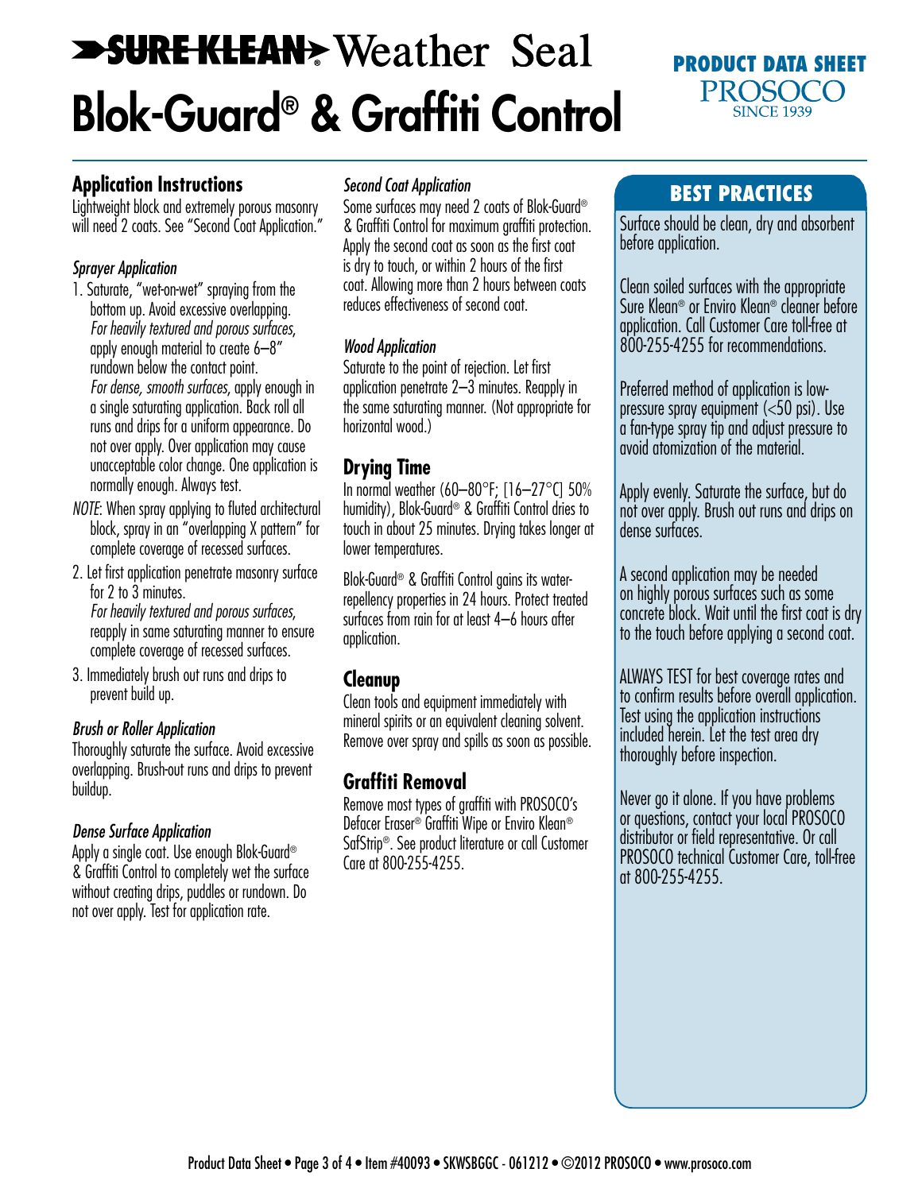# SURE KLEAN Weather Seal Blok-Guard® & Graffiti Control

**PRODUCT DATA SHEET**
PROSOCO
SINCE 1939

## Application Instructions

Lightweight block and extremely porous masonry will need 2 coats. See "Second Coat Application."

### *Sprayer Application*

1. Saturate, "wet-on-wet" spraying from the bottom up. Avoid excessive overlapping.
   *For heavily textured and porous surfaces*, apply enough material to create 6–8" rundown below the contact point.
   *For dense, smooth surfaces*, apply enough in a single saturating application. Back roll all runs and drips for a uniform appearance. Do not over apply. Over application may cause unacceptable color change. One application is normally enough. Always test.

*NOTE*: When spray applying to fluted architectural block, spray in an "overlapping X pattern" for complete coverage of recessed surfaces.

2. Let first application penetrate masonry surface for 2 to 3 minutes.
   *For heavily textured and porous surfaces*, reapply in same saturating manner to ensure complete coverage of recessed surfaces.
3. Immediately brush out runs and drips to prevent build up.

### *Brush or Roller Application*

Thoroughly saturate the surface. Avoid excessive overlapping. Brush-out runs and drips to prevent buildup.

### *Dense Surface Application*

Apply a single coat. Use enough Blok-Guard® & Graffiti Control to completely wet the surface without creating drips, puddles or rundown. Do not over apply. Test for application rate.

### *Second Coat Application*

Some surfaces may need 2 coats of Blok-Guard® & Graffiti Control for maximum graffiti protection. Apply the second coat as soon as the first coat is dry to touch, or within 2 hours of the first coat. Allowing more than 2 hours between coats reduces effectiveness of second coat.

### *Wood Application*

Saturate to the point of rejection. Let first application penetrate 2–3 minutes. Reapply in the same saturating manner. (Not appropriate for horizontal wood.)

## Drying Time

In normal weather (60–80°F; [16–27°C] 50% humidity), Blok-Guard® & Graffiti Control dries to touch in about 25 minutes. Drying takes longer at lower temperatures.

Blok-Guard® & Graffiti Control gains its water-repellency properties in 24 hours. Protect treated surfaces from rain for at least 4–6 hours after application.

## Cleanup

Clean tools and equipment immediately with mineral spirits or an equivalent cleaning solvent. Remove over spray and spills as soon as possible.

## Graffiti Removal

Remove most types of graffiti with PROSOCO's Defacer Eraser® Graffiti Wipe or Enviro Klean® SafStrip®. See product literature or call Customer Care at 800-255-4255.

## BEST PRACTICES

Surface should be clean, dry and absorbent before application.

Clean soiled surfaces with the appropriate Sure Klean® or Enviro Klean® cleaner before application. Call Customer Care toll-free at 800-255-4255 for recommendations.

Preferred method of application is low-pressure spray equipment (<50 psi). Use a fan-type spray tip and adjust pressure to avoid atomization of the material.

Apply evenly. Saturate the surface, but do not over apply. Brush out runs and drips on dense surfaces.

A second application may be needed on highly porous surfaces such as some concrete block. Wait until the first coat is dry to the touch before applying a second coat.

ALWAYS TEST for best coverage rates and to confirm results before overall application. Test using the application instructions included herein. Let the test area dry thoroughly before inspection.

Never go it alone. If you have problems or questions, contact your local PROSOCO distributor or field representative. Or call PROSOCO technical Customer Care, toll-free at 800-255-4255.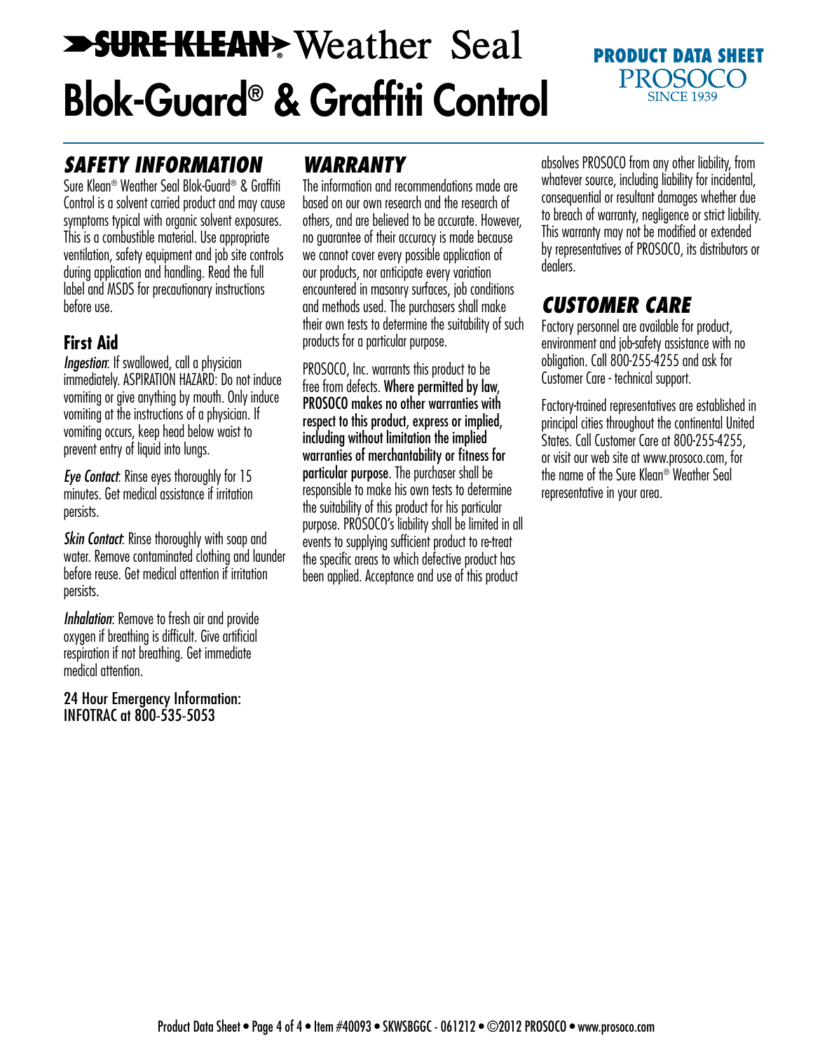# SURE KLEAN Weather Seal Blok-Guard® & Graffiti Control

**PRODUCT DATA SHEET**
PROSOCO
SINCE 1939

## SAFETY INFORMATION

Sure Klean® Weather Seal Blok-Guard® & Graffiti Control is a solvent carried product and may cause symptoms typical with organic solvent exposures. This is a combustible material. Use appropriate ventilation, safety equipment and job site controls during application and handling. Read the full label and MSDS for precautionary instructions before use.

### First Aid

*Ingestion*: If swallowed, call a physician immediately. ASPIRATION HAZARD: Do not induce vomiting or give anything by mouth. Only induce vomiting at the instructions of a physician. If vomiting occurs, keep head below waist to prevent entry of liquid into lungs.

*Eye Contact*: Rinse eyes thoroughly for 15 minutes. Get medical assistance if irritation persists.

*Skin Contact*: Rinse thoroughly with soap and water. Remove contaminated clothing and launder before reuse. Get medical attention if irritation persists.

*Inhalation*: Remove to fresh air and provide oxygen if breathing is difficult. Give artificial respiration if not breathing. Get immediate medical attention.

24 Hour Emergency Information:
INFOTRAC at 800-535-5053

## WARRANTY

The information and recommendations made are based on our own research and the research of others, and are believed to be accurate. However, no guarantee of their accuracy is made because we cannot cover every possible application of our products, nor anticipate every variation encountered in masonry surfaces, job conditions and methods used. The purchasers shall make their own tests to determine the suitability of such products for a particular purpose.

PROSOCO, Inc. warrants this product to be free from defects. **Where permitted by law, PROSOCO makes no other warranties with respect to this product, express or implied, including without limitation the implied warranties of merchantability or fitness for particular purpose**. The purchaser shall be responsible to make his own tests to determine the suitability of this product for his particular purpose. PROSOCO's liability shall be limited in all events to supplying sufficient product to re-treat the specific areas to which defective product has been applied. Acceptance and use of this product absolves PROSOCO from any other liability, from whatever source, including liability for incidental, consequential or resultant damages whether due to breach of warranty, negligence or strict liability. This warranty may not be modified or extended by representatives of PROSOCO, its distributors or dealers.

## CUSTOMER CARE

Factory personnel are available for product, environment and job-safety assistance with no obligation. Call 800-255-4255 and ask for Customer Care - technical support.

Factory-trained representatives are established in principal cities throughout the continental United States. Call Customer Care at 800-255-4255, or visit our web site at www.prosoco.com, for the name of the Sure Klean® Weather Seal representative in your area.

Product Data Sheet • Page 4 of 4 • Item #40093 • SKWSBGGC - 061212 • ©2012 PROSOCO • www.prosoco.com